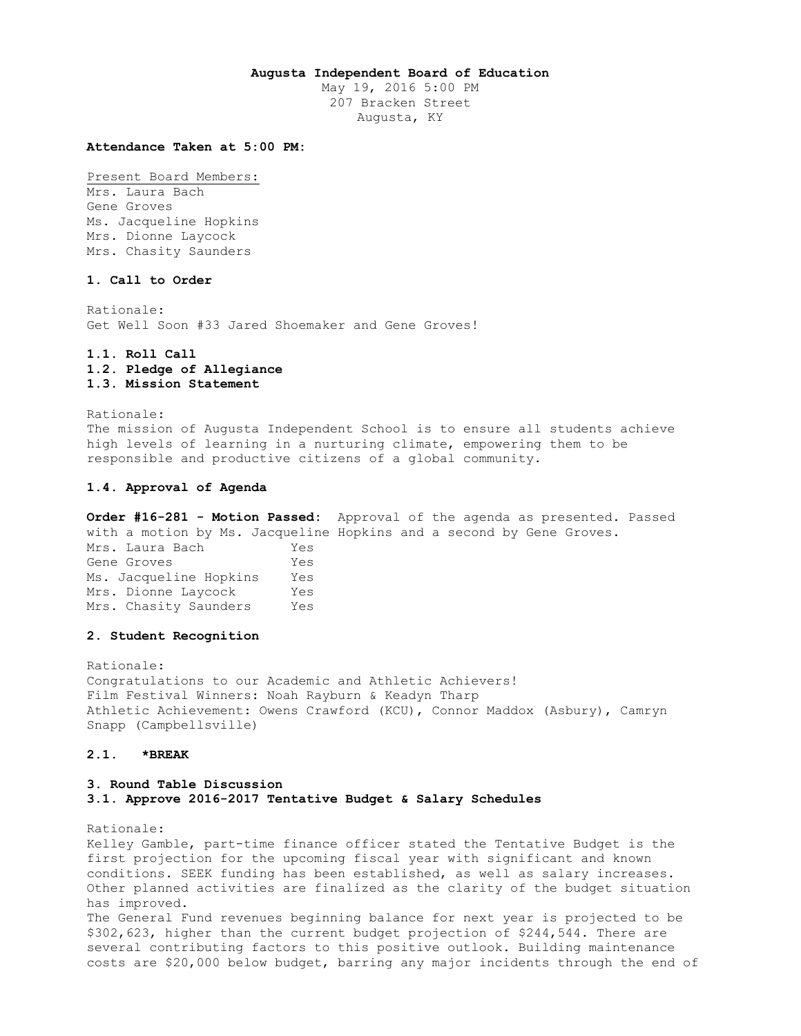**Augusta Independent Board of Education**
May 19, 2016 5:00 PM
207 Bracken Street
Augusta, KY

**Attendance Taken at 5:00 PM:**

Present Board Members:
Mrs. Laura Bach
Gene Groves
Ms. Jacqueline Hopkins
Mrs. Dionne Laycock
Mrs. Chasity Saunders

**1. Call to Order**

Rationale:
Get Well Soon #33 Jared Shoemaker and Gene Groves!

**1.1. Roll Call**
**1.2. Pledge of Allegiance**
**1.3. Mission Statement**

Rationale:
The mission of Augusta Independent School is to ensure all students achieve high levels of learning in a nurturing climate, empowering them to be responsible and productive citizens of a global community.

**1.4. Approval of Agenda**

**Order #16-281 - Motion Passed:** Approval of the agenda as presented. Passed with a motion by Ms. Jacqueline Hopkins and a second by Gene Groves.

| | |
|---|---|
| Mrs. Laura Bach | Yes |
| Gene Groves | Yes |
| Ms. Jacqueline Hopkins | Yes |
| Mrs. Dionne Laycock | Yes |
| Mrs. Chasity Saunders | Yes |

**2. Student Recognition**

Rationale:
Congratulations to our Academic and Athletic Achievers!
Film Festival Winners: Noah Rayburn & Keadyn Tharp
Athletic Achievement: Owens Crawford (KCU), Connor Maddox (Asbury), Camryn Snapp (Campbellsville)

**2.1. *BREAK**

**3. Round Table Discussion**
**3.1. Approve 2016-2017 Tentative Budget & Salary Schedules**

Rationale:
Kelley Gamble, part-time finance officer stated the Tentative Budget is the first projection for the upcoming fiscal year with significant and known conditions. SEEK funding has been established, as well as salary increases. Other planned activities are finalized as the clarity of the budget situation has improved.
The General Fund revenues beginning balance for next year is projected to be $302,623, higher than the current budget projection of $244,544. There are several contributing factors to this positive outlook. Building maintenance costs are $20,000 below budget, barring any major incidents through the end of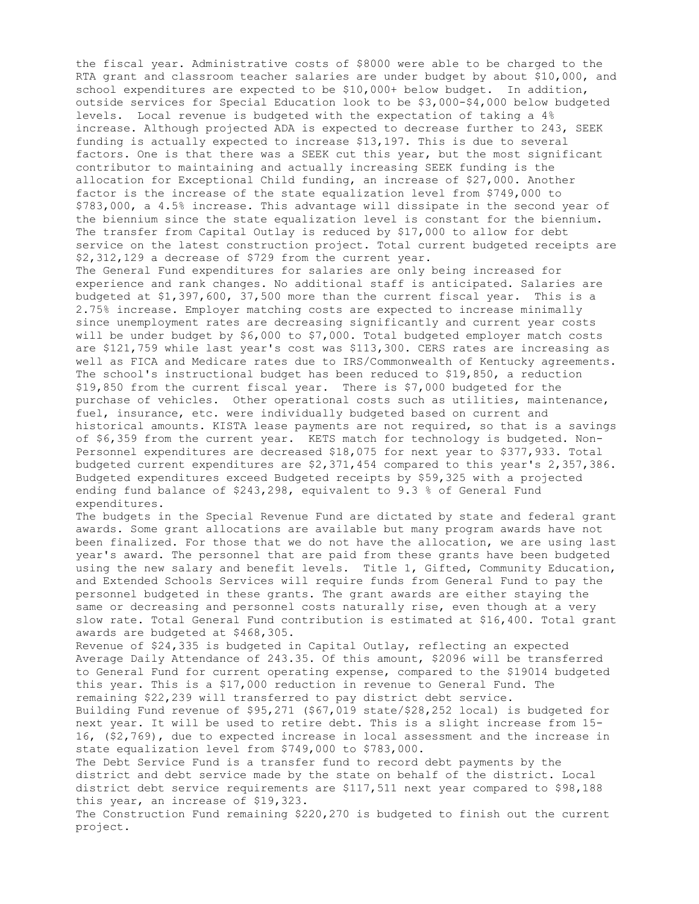the fiscal year. Administrative costs of $8000 were able to be charged to the RTA grant and classroom teacher salaries are under budget by about $10,000, and school expenditures are expected to be $10,000+ below budget. In addition, outside services for Special Education look to be $3,000-$4,000 below budgeted levels. Local revenue is budgeted with the expectation of taking a 4% increase. Although projected ADA is expected to decrease further to 243, SEEK funding is actually expected to increase $13,197. This is due to several factors. One is that there was a SEEK cut this year, but the most significant contributor to maintaining and actually increasing SEEK funding is the allocation for Exceptional Child funding, an increase of $27,000. Another factor is the increase of the state equalization level from $749,000 to $783,000, a 4.5% increase. This advantage will dissipate in the second year of the biennium since the state equalization level is constant for the biennium. The transfer from Capital Outlay is reduced by $17,000 to allow for debt service on the latest construction project. Total current budgeted receipts are $2,312,129 a decrease of $729 from the current year.

The General Fund expenditures for salaries are only being increased for experience and rank changes. No additional staff is anticipated. Salaries are budgeted at $1,397,600, 37,500 more than the current fiscal year. This is a 2.75% increase. Employer matching costs are expected to increase minimally since unemployment rates are decreasing significantly and current year costs will be under budget by $6,000 to $7,000. Total budgeted employer match costs are $121,759 while last year's cost was $113,300. CERS rates are increasing as well as FICA and Medicare rates due to IRS/Commonwealth of Kentucky agreements. The school's instructional budget has been reduced to $19,850, a reduction $19,850 from the current fiscal year. There is $7,000 budgeted for the purchase of vehicles. Other operational costs such as utilities, maintenance, fuel, insurance, etc. were individually budgeted based on current and historical amounts. KISTA lease payments are not required, so that is a savings of $6,359 from the current year. KETS match for technology is budgeted. Non-Personnel expenditures are decreased $18,075 for next year to $377,933. Total budgeted current expenditures are $2,371,454 compared to this year's 2,357,386. Budgeted expenditures exceed Budgeted receipts by $59,325 with a projected ending fund balance of $243,298, equivalent to 9.3 % of General Fund expenditures.

The budgets in the Special Revenue Fund are dictated by state and federal grant awards. Some grant allocations are available but many program awards have not been finalized. For those that we do not have the allocation, we are using last year's award. The personnel that are paid from these grants have been budgeted using the new salary and benefit levels. Title 1, Gifted, Community Education, and Extended Schools Services will require funds from General Fund to pay the personnel budgeted in these grants. The grant awards are either staying the same or decreasing and personnel costs naturally rise, even though at a very slow rate. Total General Fund contribution is estimated at $16,400. Total grant awards are budgeted at $468,305.

Revenue of $24,335 is budgeted in Capital Outlay, reflecting an expected Average Daily Attendance of 243.35. Of this amount, $2096 will be transferred to General Fund for current operating expense, compared to the $19014 budgeted this year. This is a $17,000 reduction in revenue to General Fund. The remaining $22,239 will transferred to pay district debt service.

Building Fund revenue of $95,271 ($67,019 state/$28,252 local) is budgeted for next year. It will be used to retire debt. This is a slight increase from 15-16, ($2,769), due to expected increase in local assessment and the increase in state equalization level from $749,000 to $783,000.

The Debt Service Fund is a transfer fund to record debt payments by the district and debt service made by the state on behalf of the district. Local district debt service requirements are $117,511 next year compared to $98,188 this year, an increase of $19,323.

The Construction Fund remaining $220,270 is budgeted to finish out the current project.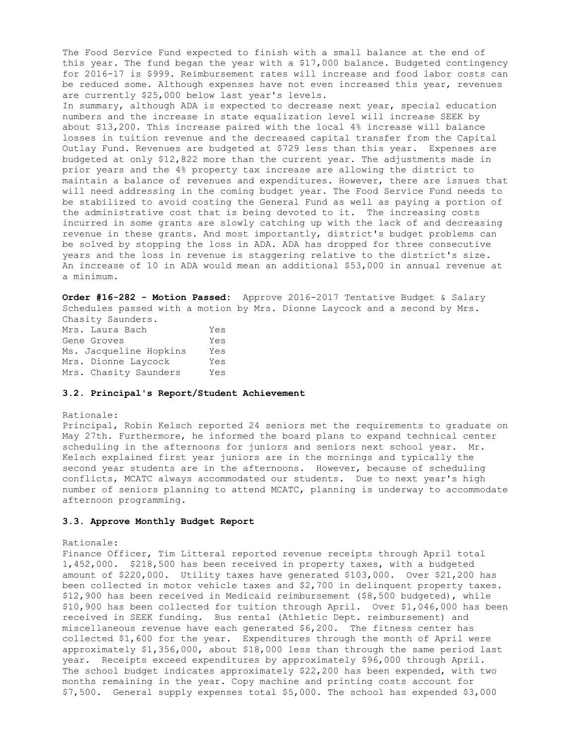The Food Service Fund expected to finish with a small balance at the end of this year. The fund began the year with a $17,000 balance. Budgeted contingency for 2016-17 is $999. Reimbursement rates will increase and food labor costs can be reduced some. Although expenses have not even increased this year, revenues are currently $25,000 below last year's levels.

In summary, although ADA is expected to decrease next year, special education numbers and the increase in state equalization level will increase SEEK by about $13,200. This increase paired with the local 4% increase will balance losses in tuition revenue and the decreased capital transfer from the Capital Outlay Fund. Revenues are budgeted at $729 less than this year. Expenses are budgeted at only $12,822 more than the current year. The adjustments made in prior years and the 4% property tax increase are allowing the district to maintain a balance of revenues and expenditures. However, there are issues that will need addressing in the coming budget year. The Food Service Fund needs to be stabilized to avoid costing the General Fund as well as paying a portion of the administrative cost that is being devoted to it. The increasing costs incurred in some grants are slowly catching up with the lack of and decreasing revenue in these grants. And most importantly, district's budget problems can be solved by stopping the loss in ADA. ADA has dropped for three consecutive years and the loss in revenue is staggering relative to the district's size. An increase of 10 in ADA would mean an additional $53,000 in annual revenue at a minimum.

**Order #16-282 - Motion Passed:** Approve 2016-2017 Tentative Budget & Salary Schedules passed with a motion by Mrs. Dionne Laycock and a second by Mrs. Chasity Saunders.

| | |
|---|---|
| Mrs. Laura Bach | Yes |
| Gene Groves | Yes |
| Ms. Jacqueline Hopkins | Yes |
| Mrs. Dionne Laycock | Yes |
| Mrs. Chasity Saunders | Yes |

### 3.2. Principal's Report/Student Achievement

Rationale:

Principal, Robin Kelsch reported 24 seniors met the requirements to graduate on May 27th. Furthermore, he informed the board plans to expand technical center scheduling in the afternoons for juniors and seniors next school year. Mr. Kelsch explained first year juniors are in the mornings and typically the second year students are in the afternoons. However, because of scheduling conflicts, MCATC always accommodated our students. Due to next year's high number of seniors planning to attend MCATC, planning is underway to accommodate afternoon programming.

### 3.3. Approve Monthly Budget Report

Rationale:

Finance Officer, Tim Litteral reported revenue receipts through April total 1,452,000. $218,500 has been received in property taxes, with a budgeted amount of $220,000. Utility taxes have generated $103,000. Over $21,200 has been collected in motor vehicle taxes and $2,700 in delinquent property taxes. $12,900 has been received in Medicaid reimbursement ($8,500 budgeted), while $10,900 has been collected for tuition through April. Over $1,046,000 has been received in SEEK funding. Bus rental (Athletic Dept. reimbursement) and miscellaneous revenue have each generated $6,200. The fitness center has collected $1,600 for the year. Expenditures through the month of April were approximately $1,356,000, about $18,000 less than through the same period last year. Receipts exceed expenditures by approximately $96,000 through April. The school budget indicates approximately $22,200 has been expended, with two months remaining in the year. Copy machine and printing costs account for $7,500. General supply expenses total $5,000. The school has expended $3,000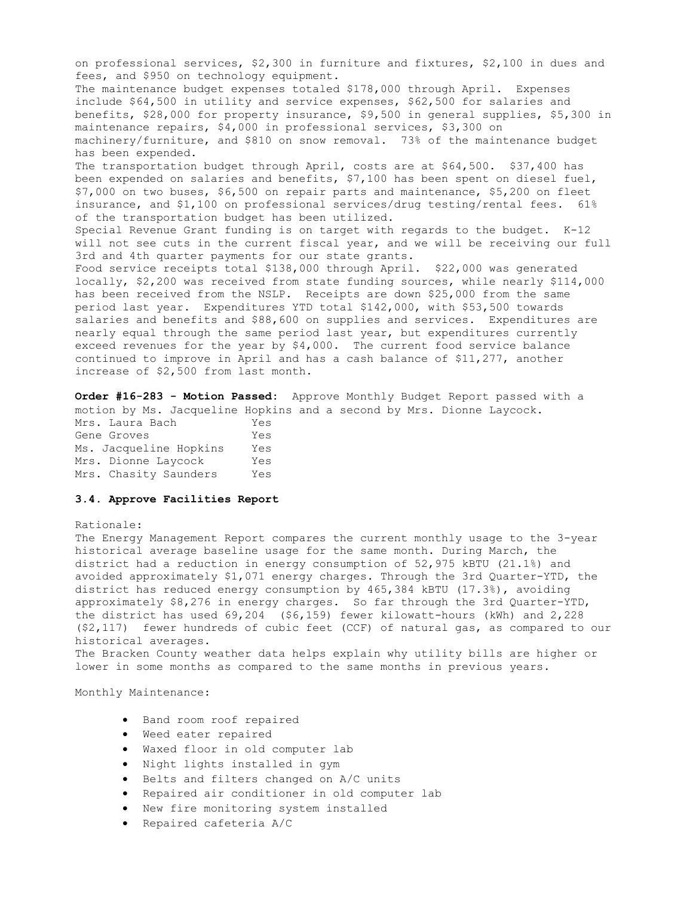on professional services, $2,300 in furniture and fixtures, $2,100 in dues and fees, and $950 on technology equipment.

The maintenance budget expenses totaled $178,000 through April. Expenses include $64,500 in utility and service expenses, $62,500 for salaries and benefits, $28,000 for property insurance, $9,500 in general supplies, $5,300 in maintenance repairs, $4,000 in professional services, $3,300 on machinery/furniture, and $810 on snow removal. 73% of the maintenance budget has been expended.

The transportation budget through April, costs are at $64,500. $37,400 has been expended on salaries and benefits, $7,100 has been spent on diesel fuel, $7,000 on two buses, $6,500 on repair parts and maintenance, $5,200 on fleet insurance, and $1,100 on professional services/drug testing/rental fees. 61% of the transportation budget has been utilized.

Special Revenue Grant funding is on target with regards to the budget. K-12 will not see cuts in the current fiscal year, and we will be receiving our full 3rd and 4th quarter payments for our state grants.

Food service receipts total $138,000 through April. $22,000 was generated locally, $2,200 was received from state funding sources, while nearly $114,000 has been received from the NSLP. Receipts are down $25,000 from the same period last year. Expenditures YTD total $142,000, with $53,500 towards salaries and benefits and $88,600 on supplies and services. Expenditures are nearly equal through the same period last year, but expenditures currently exceed revenues for the year by $4,000. The current food service balance continued to improve in April and has a cash balance of $11,277, another increase of $2,500 from last month.

**Order #16-283 - Motion Passed:** Approve Monthly Budget Report passed with a motion by Ms. Jacqueline Hopkins and a second by Mrs. Dionne Laycock.

| | |
|---|---|
| Mrs. Laura Bach | Yes |
| Gene Groves | Yes |
| Ms. Jacqueline Hopkins | Yes |
| Mrs. Dionne Laycock | Yes |
| Mrs. Chasity Saunders | Yes |

### 3.4. Approve Facilities Report

Rationale:

The Energy Management Report compares the current monthly usage to the 3-year historical average baseline usage for the same month. During March, the district had a reduction in energy consumption of 52,975 kBTU (21.1%) and avoided approximately $1,071 energy charges. Through the 3rd Quarter-YTD, the district has reduced energy consumption by 465,384 kBTU (17.3%), avoiding approximately $8,276 in energy charges. So far through the 3rd Quarter-YTD, the district has used 69,204 ($6,159) fewer kilowatt-hours (kWh) and 2,228 ($2,117) fewer hundreds of cubic feet (CCF) of natural gas, as compared to our historical averages.

The Bracken County weather data helps explain why utility bills are higher or lower in some months as compared to the same months in previous years.

Monthly Maintenance:

- Band room roof repaired
- Weed eater repaired
- Waxed floor in old computer lab
- Night lights installed in gym
- Belts and filters changed on A/C units
- Repaired air conditioner in old computer lab
- New fire monitoring system installed
- Repaired cafeteria A/C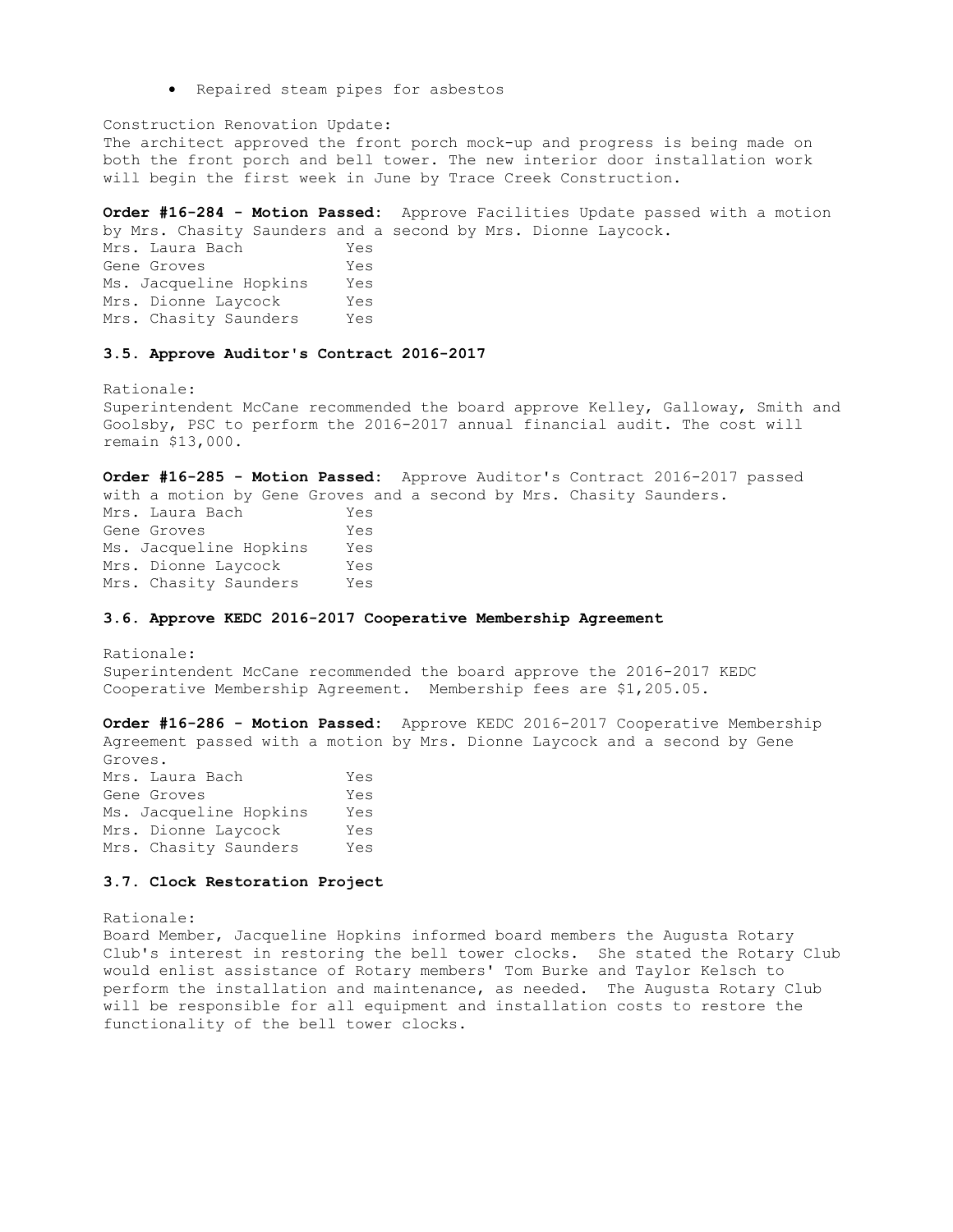- Repaired steam pipes for asbestos

Construction Renovation Update:
The architect approved the front porch mock-up and progress is being made on both the front porch and bell tower. The new interior door installation work will begin the first week in June by Trace Creek Construction.

**Order #16-284 - Motion Passed:** Approve Facilities Update passed with a motion by Mrs. Chasity Saunders and a second by Mrs. Dionne Laycock.

| | |
|---|---|
| Mrs. Laura Bach | Yes |
| Gene Groves | Yes |
| Ms. Jacqueline Hopkins | Yes |
| Mrs. Dionne Laycock | Yes |
| Mrs. Chasity Saunders | Yes |

### 3.5. Approve Auditor's Contract 2016-2017

Rationale:
Superintendent McCane recommended the board approve Kelley, Galloway, Smith and Goolsby, PSC to perform the 2016-2017 annual financial audit. The cost will remain $13,000.

**Order #16-285 - Motion Passed:** Approve Auditor's Contract 2016-2017 passed with a motion by Gene Groves and a second by Mrs. Chasity Saunders.

| | |
|---|---|
| Mrs. Laura Bach | Yes |
| Gene Groves | Yes |
| Ms. Jacqueline Hopkins | Yes |
| Mrs. Dionne Laycock | Yes |
| Mrs. Chasity Saunders | Yes |

### 3.6. Approve KEDC 2016-2017 Cooperative Membership Agreement

Rationale:
Superintendent McCane recommended the board approve the 2016-2017 KEDC Cooperative Membership Agreement. Membership fees are $1,205.05.

**Order #16-286 - Motion Passed:** Approve KEDC 2016-2017 Cooperative Membership Agreement passed with a motion by Mrs. Dionne Laycock and a second by Gene Groves.

| | |
|---|---|
| Mrs. Laura Bach | Yes |
| Gene Groves | Yes |
| Ms. Jacqueline Hopkins | Yes |
| Mrs. Dionne Laycock | Yes |
| Mrs. Chasity Saunders | Yes |

### 3.7. Clock Restoration Project

Rationale:
Board Member, Jacqueline Hopkins informed board members the Augusta Rotary Club's interest in restoring the bell tower clocks. She stated the Rotary Club would enlist assistance of Rotary members' Tom Burke and Taylor Kelsch to perform the installation and maintenance, as needed. The Augusta Rotary Club will be responsible for all equipment and installation costs to restore the functionality of the bell tower clocks.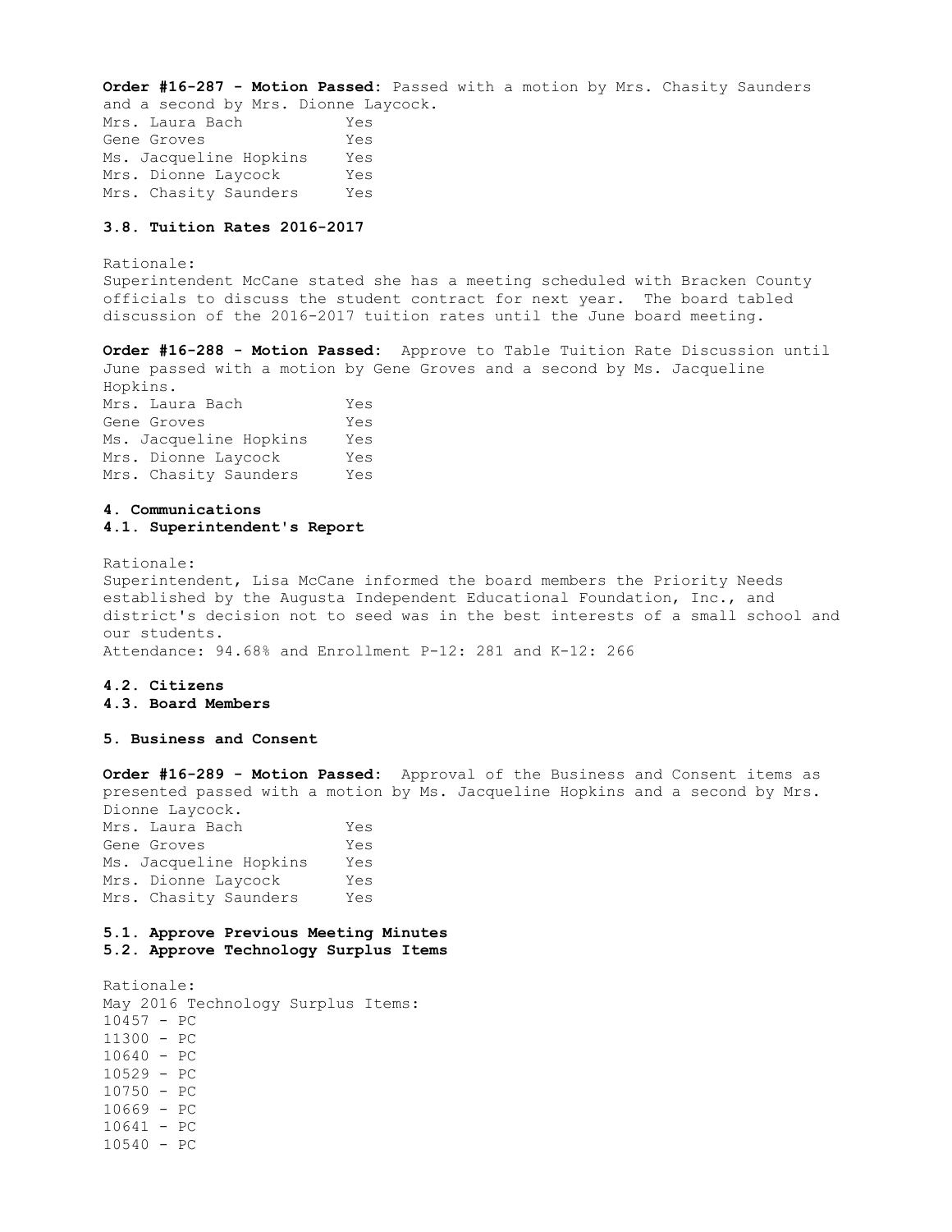**Order #16-287 - Motion Passed:** Passed with a motion by Mrs. Chasity Saunders and a second by Mrs. Dionne Laycock.

| | |
|---|---|
| Mrs. Laura Bach | Yes |
| Gene Groves | Yes |
| Ms. Jacqueline Hopkins | Yes |
| Mrs. Dionne Laycock | Yes |
| Mrs. Chasity Saunders | Yes |

**3.8. Tuition Rates 2016-2017**

Rationale:
Superintendent McCane stated she has a meeting scheduled with Bracken County officials to discuss the student contract for next year. The board tabled discussion of the 2016-2017 tuition rates until the June board meeting.

**Order #16-288 - Motion Passed:** Approve to Table Tuition Rate Discussion until June passed with a motion by Gene Groves and a second by Ms. Jacqueline Hopkins.

| | |
|---|---|
| Mrs. Laura Bach | Yes |
| Gene Groves | Yes |
| Ms. Jacqueline Hopkins | Yes |
| Mrs. Dionne Laycock | Yes |
| Mrs. Chasity Saunders | Yes |

**4. Communications**

**4.1. Superintendent's Report**

Rationale:
Superintendent, Lisa McCane informed the board members the Priority Needs established by the Augusta Independent Educational Foundation, Inc., and district's decision not to seed was in the best interests of a small school and our students.
Attendance: 94.68% and Enrollment P-12: 281 and K-12: 266

**4.2. Citizens**

**4.3. Board Members**

**5. Business and Consent**

**Order #16-289 - Motion Passed:** Approval of the Business and Consent items as presented passed with a motion by Ms. Jacqueline Hopkins and a second by Mrs. Dionne Laycock.

| | |
|---|---|
| Mrs. Laura Bach | Yes |
| Gene Groves | Yes |
| Ms. Jacqueline Hopkins | Yes |
| Mrs. Dionne Laycock | Yes |
| Mrs. Chasity Saunders | Yes |

**5.1. Approve Previous Meeting Minutes**

**5.2. Approve Technology Surplus Items**

Rationale:
May 2016 Technology Surplus Items:
10457 - PC
11300 - PC
10640 - PC
10529 - PC
10750 - PC
10669 - PC
10641 - PC
10540 - PC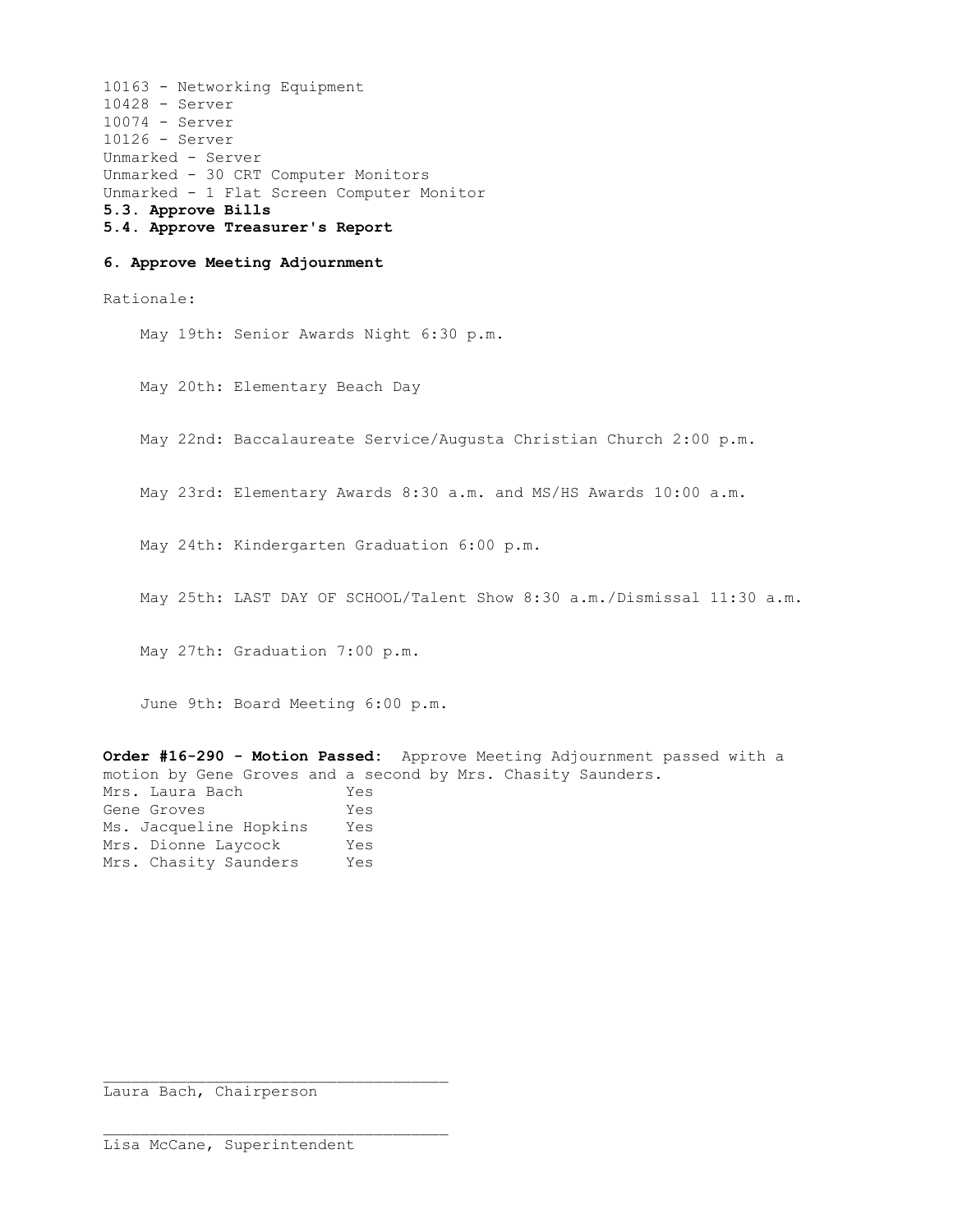10163 - Networking Equipment
10428 - Server
10074 - Server
10126 - Server
Unmarked - Server
Unmarked - 30 CRT Computer Monitors
Unmarked - 1 Flat Screen Computer Monitor

**5.3. Approve Bills**

**5.4. Approve Treasurer's Report**

**6. Approve Meeting Adjournment**

Rationale:

May 19th: Senior Awards Night 6:30 p.m.

May 20th: Elementary Beach Day

May 22nd: Baccalaureate Service/Augusta Christian Church 2:00 p.m.

May 23rd: Elementary Awards 8:30 a.m. and MS/HS Awards 10:00 a.m.

May 24th: Kindergarten Graduation 6:00 p.m.

May 25th: LAST DAY OF SCHOOL/Talent Show 8:30 a.m./Dismissal 11:30 a.m.

May 27th: Graduation 7:00 p.m.

June 9th: Board Meeting 6:00 p.m.

**Order #16-290 - Motion Passed:** Approve Meeting Adjournment passed with a motion by Gene Groves and a second by Mrs. Chasity Saunders.

| | |
|---|---|
| Mrs. Laura Bach | Yes |
| Gene Groves | Yes |
| Ms. Jacqueline Hopkins | Yes |
| Mrs. Dionne Laycock | Yes |
| Mrs. Chasity Saunders | Yes |

\_\_\_\_\_\_\_\_\_\_\_\_\_\_\_\_\_\_\_\_\_\_\_\_\_\_\_\_\_\_\_\_\_\_\_\_\_\_\_
Laura Bach, Chairperson

\_\_\_\_\_\_\_\_\_\_\_\_\_\_\_\_\_\_\_\_\_\_\_\_\_\_\_\_\_\_\_\_\_\_\_\_\_\_\_
Lisa McCane, Superintendent